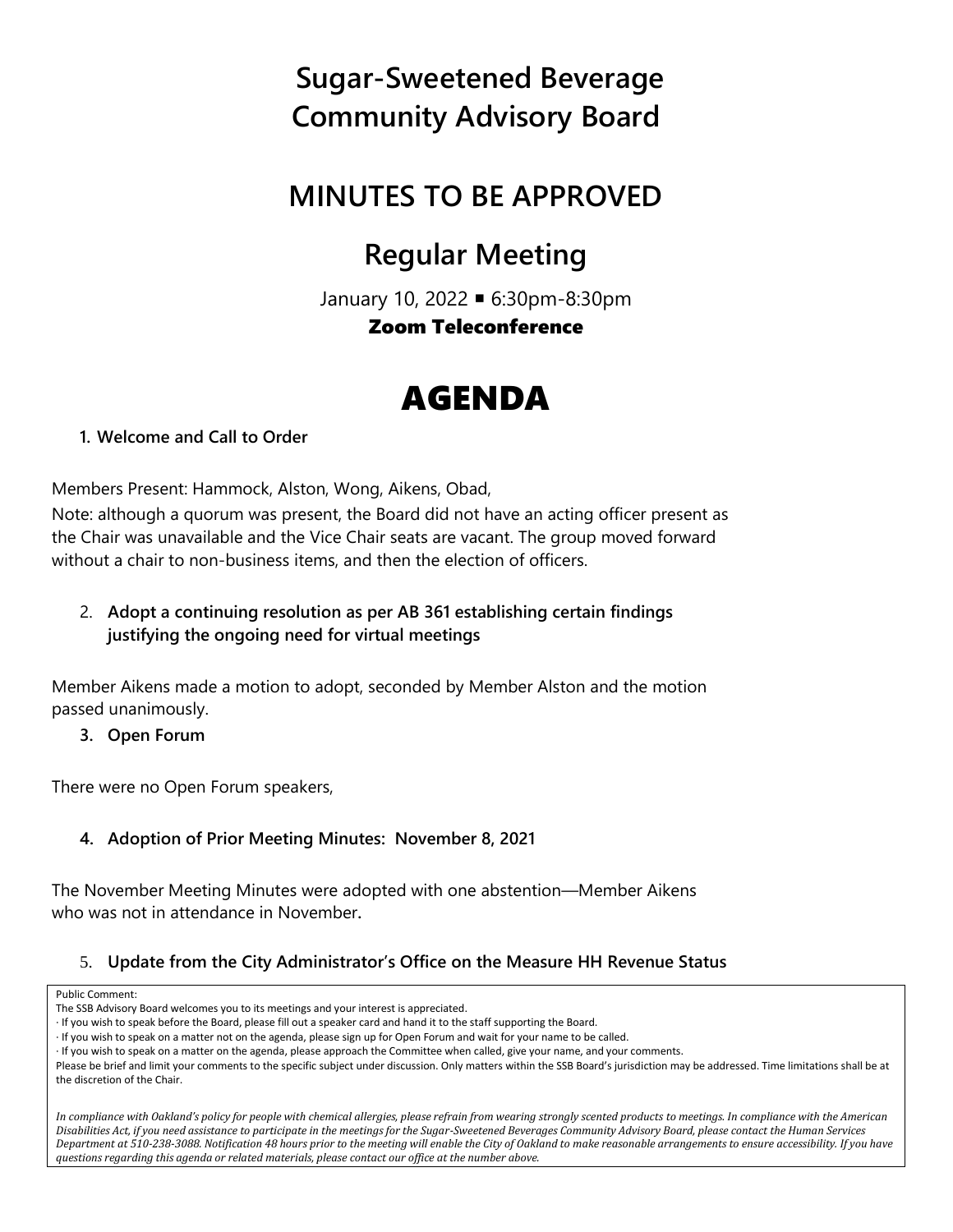# Sugar-Sweetened Beverage Community Advisory Board

## MINUTES TO BE APPROVED

## Regular Meeting

January 10, 2022 ▪ 6:30pm-8:30pm

**Zoom Teleconference**

# AGENDA

1. **Welcome and Call to Order**

Members Present: Hammock, Alston, Wong, Aikens, Obad,

Note: although a quorum was present, the Board did not have an acting officer present as the Chair was unavailable and the Vice Chair seats are vacant. The group moved forward without a chair to non-business items, and then the election of officers.

2. **Adopt a continuing resolution as per AB 361 establishing certain findings justifying the ongoing need for virtual meetings**

Member Aikens made a motion to adopt, seconded by Member Alston and the motion passed unanimously.

3. **Open Forum**

There were no Open Forum speakers,

4. **Adoption of Prior Meeting Minutes: November 8, 2021**

The November Meeting Minutes were adopted with one abstention—Member Aikens who was not in attendance in November**.**

5. **Update from the City Administrator's Office on the Measure HH Revenue Status**

Public Comment:
The SSB Advisory Board welcomes you to its meetings and your interest is appreciated.
· If you wish to speak before the Board, please fill out a speaker card and hand it to the staff supporting the Board.
· If you wish to speak on a matter not on the agenda, please sign up for Open Forum and wait for your name to be called.
· If you wish to speak on a matter on the agenda, please approach the Committee when called, give your name, and your comments.
Please be brief and limit your comments to the specific subject under discussion. Only matters within the SSB Board's jurisdiction may be addressed. Time limitations shall be at the discretion of the Chair.

*In compliance with Oakland's policy for people with chemical allergies, please refrain from wearing strongly scented products to meetings. In compliance with the American Disabilities Act, if you need assistance to participate in the meetings for the Sugar-Sweetened Beverages Community Advisory Board, please contact the Human Services Department at 510-238-3088. Notification 48 hours prior to the meeting will enable the City of Oakland to make reasonable arrangements to ensure accessibility. If you have questions regarding this agenda or related materials, please contact our office at the number above.*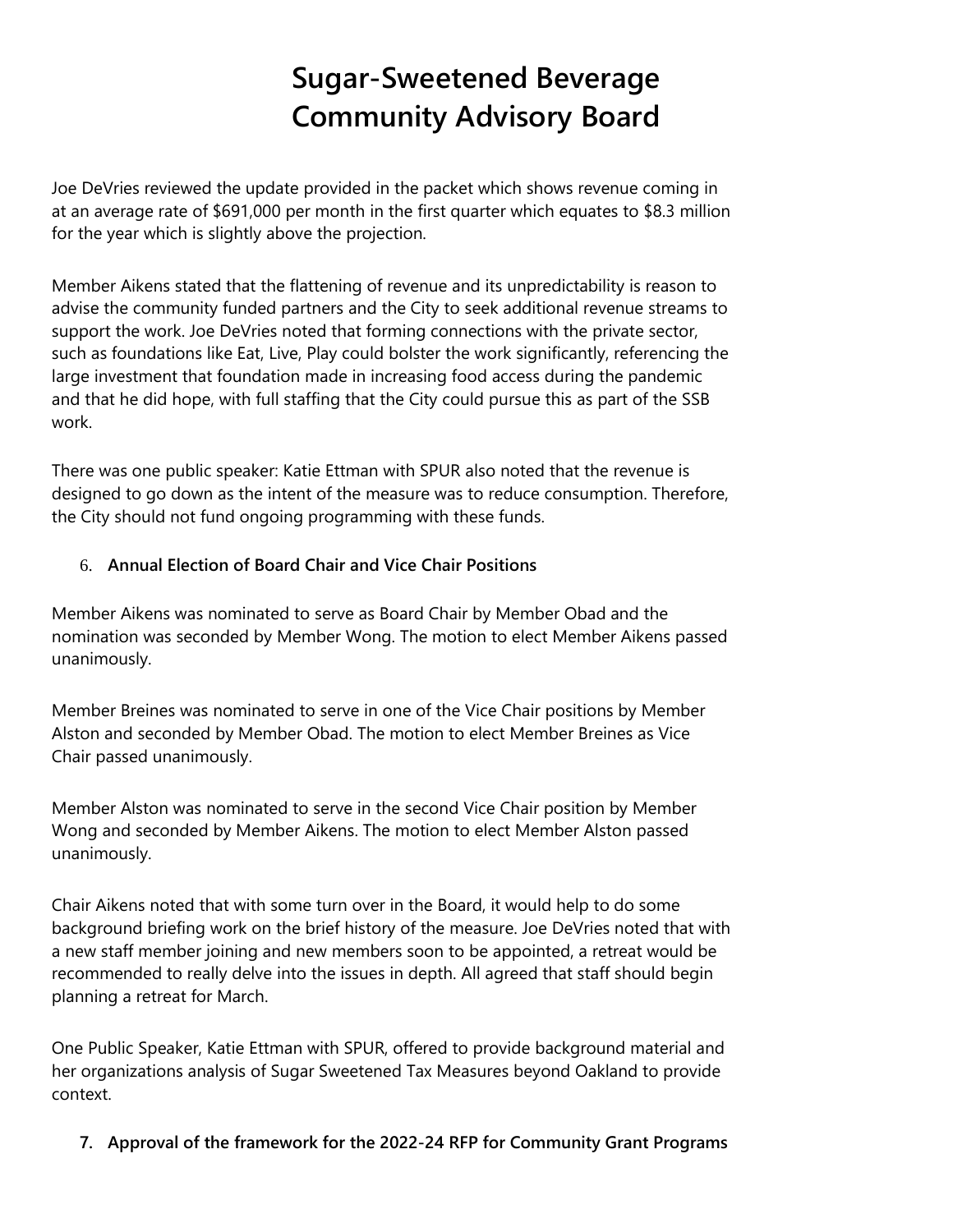# Sugar-Sweetened Beverage Community Advisory Board

Joe DeVries reviewed the update provided in the packet which shows revenue coming in at an average rate of $691,000 per month in the first quarter which equates to $8.3 million for the year which is slightly above the projection.

Member Aikens stated that the flattening of revenue and its unpredictability is reason to advise the community funded partners and the City to seek additional revenue streams to support the work. Joe DeVries noted that forming connections with the private sector, such as foundations like Eat, Live, Play could bolster the work significantly, referencing the large investment that foundation made in increasing food access during the pandemic and that he did hope, with full staffing that the City could pursue this as part of the SSB work.

There was one public speaker: Katie Ettman with SPUR also noted that the revenue is designed to go down as the intent of the measure was to reduce consumption. Therefore, the City should not fund ongoing programming with these funds.

6. **Annual Election of Board Chair and Vice Chair Positions**

Member Aikens was nominated to serve as Board Chair by Member Obad and the nomination was seconded by Member Wong. The motion to elect Member Aikens passed unanimously.

Member Breines was nominated to serve in one of the Vice Chair positions by Member Alston and seconded by Member Obad. The motion to elect Member Breines as Vice Chair passed unanimously.

Member Alston was nominated to serve in the second Vice Chair position by Member Wong and seconded by Member Aikens. The motion to elect Member Alston passed unanimously.

Chair Aikens noted that with some turn over in the Board, it would help to do some background briefing work on the brief history of the measure. Joe DeVries noted that with a new staff member joining and new members soon to be appointed, a retreat would be recommended to really delve into the issues in depth. All agreed that staff should begin planning a retreat for March.

One Public Speaker, Katie Ettman with SPUR, offered to provide background material and her organizations analysis of Sugar Sweetened Tax Measures beyond Oakland to provide context.

7. **Approval of the framework for the 2022-24 RFP for Community Grant Programs**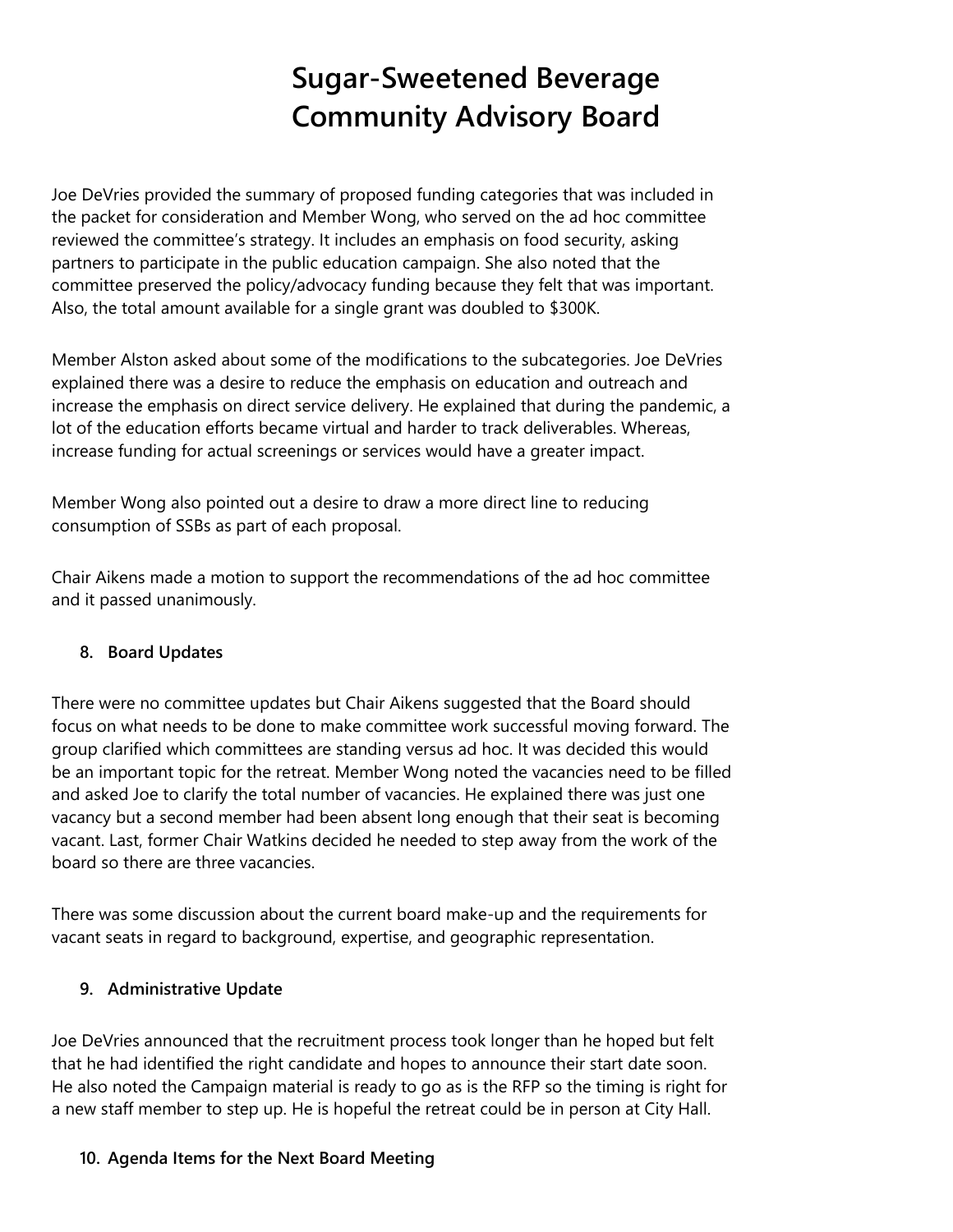# Sugar-Sweetened Beverage Community Advisory Board

Joe DeVries provided the summary of proposed funding categories that was included in the packet for consideration and Member Wong, who served on the ad hoc committee reviewed the committee's strategy. It includes an emphasis on food security, asking partners to participate in the public education campaign. She also noted that the committee preserved the policy/advocacy funding because they felt that was important. Also, the total amount available for a single grant was doubled to $300K.

Member Alston asked about some of the modifications to the subcategories. Joe DeVries explained there was a desire to reduce the emphasis on education and outreach and increase the emphasis on direct service delivery. He explained that during the pandemic, a lot of the education efforts became virtual and harder to track deliverables. Whereas, increase funding for actual screenings or services would have a greater impact.

Member Wong also pointed out a desire to draw a more direct line to reducing consumption of SSBs as part of each proposal.

Chair Aikens made a motion to support the recommendations of the ad hoc committee and it passed unanimously.

8. **Board Updates**

There were no committee updates but Chair Aikens suggested that the Board should focus on what needs to be done to make committee work successful moving forward. The group clarified which committees are standing versus ad hoc. It was decided this would be an important topic for the retreat. Member Wong noted the vacancies need to be filled and asked Joe to clarify the total number of vacancies. He explained there was just one vacancy but a second member had been absent long enough that their seat is becoming vacant. Last, former Chair Watkins decided he needed to step away from the work of the board so there are three vacancies.

There was some discussion about the current board make-up and the requirements for vacant seats in regard to background, expertise, and geographic representation.

9. **Administrative Update**

Joe DeVries announced that the recruitment process took longer than he hoped but felt that he had identified the right candidate and hopes to announce their start date soon. He also noted the Campaign material is ready to go as is the RFP so the timing is right for a new staff member to step up. He is hopeful the retreat could be in person at City Hall.

10. **Agenda Items for the Next Board Meeting**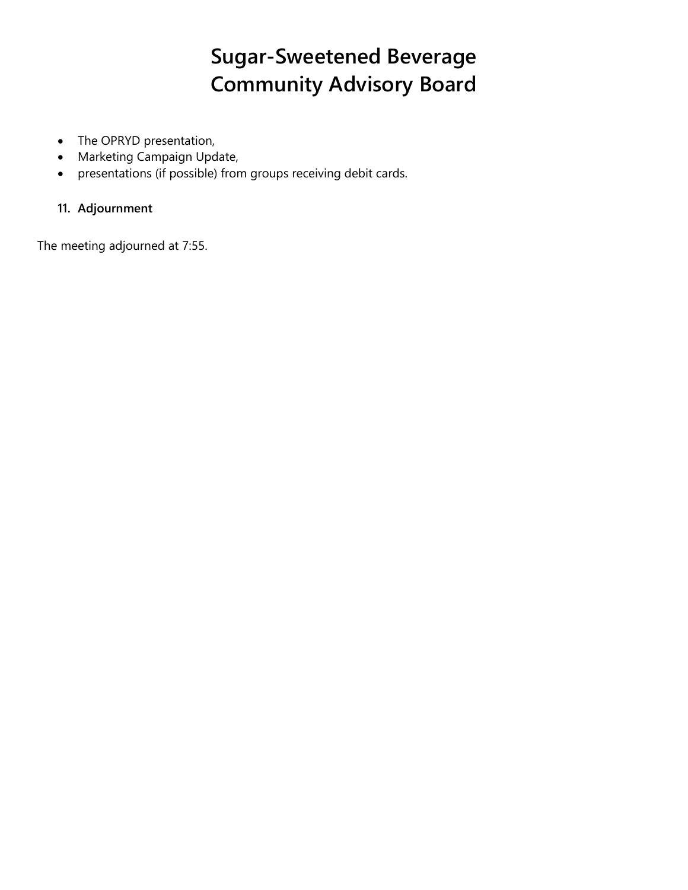- The OPRYD presentation,
- Marketing Campaign Update,
- presentations (if possible) from groups receiving debit cards.

**11. Adjournment**

The meeting adjourned at 7:55.